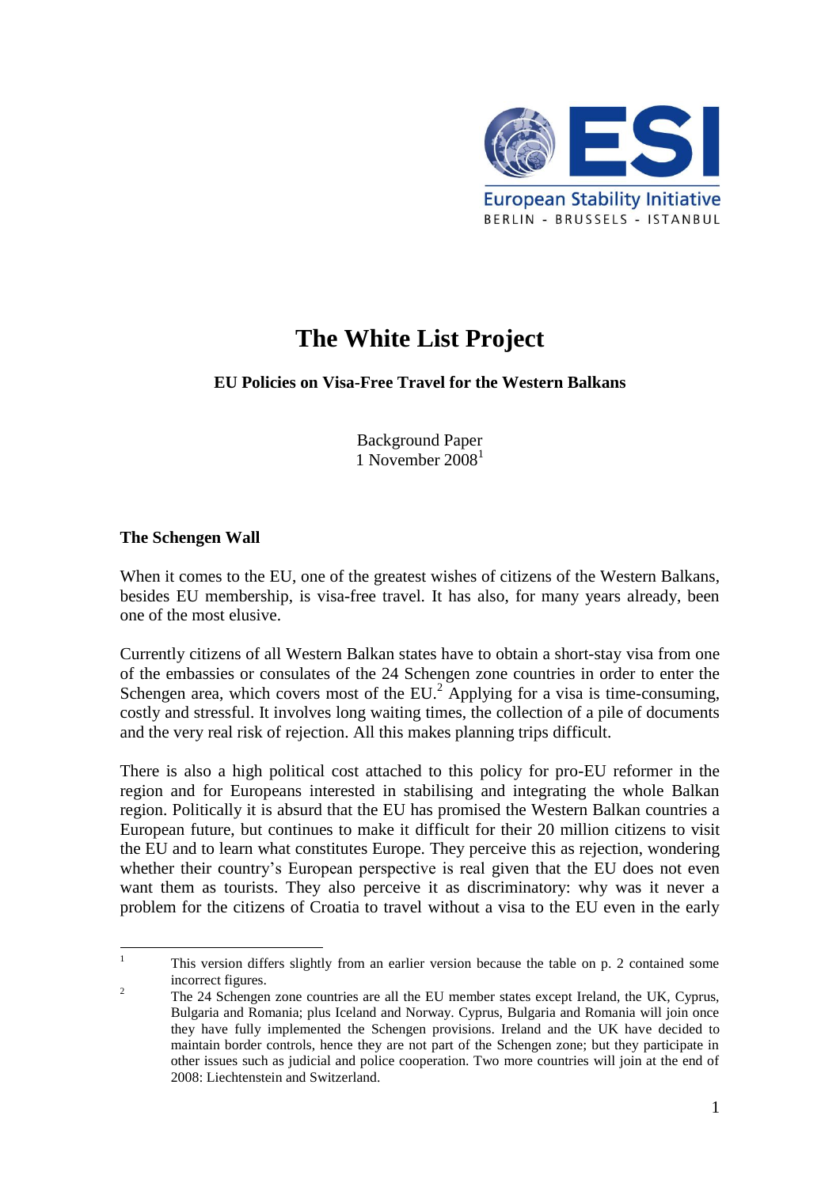European Stability Initiative
BERLIN - BRUSSELS - ISTANBUL

# The White List Project

**EU Policies on Visa-Free Travel for the Western Balkans**

Background Paper
1 November 2008[1]

## The Schengen Wall

When it comes to the EU, one of the greatest wishes of citizens of the Western Balkans, besides EU membership, is visa-free travel. It has also, for many years already, been one of the most elusive.

Currently citizens of all Western Balkan states have to obtain a short-stay visa from one of the embassies or consulates of the 24 Schengen zone countries in order to enter the Schengen area, which covers most of the EU.[2] Applying for a visa is time-consuming, costly and stressful. It involves long waiting times, the collection of a pile of documents and the very real risk of rejection. All this makes planning trips difficult.

There is also a high political cost attached to this policy for pro-EU reformer in the region and for Europeans interested in stabilising and integrating the whole Balkan region. Politically it is absurd that the EU has promised the Western Balkan countries a European future, but continues to make it difficult for their 20 million citizens to visit the EU and to learn what constitutes Europe. They perceive this as rejection, wondering whether their country's European perspective is real given that the EU does not even want them as tourists. They also perceive it as discriminatory: why was it never a problem for the citizens of Croatia to travel without a visa to the EU even in the early

---

[1] This version differs slightly from an earlier version because the table on p. 2 contained some incorrect figures.

[2] The 24 Schengen zone countries are all the EU member states except Ireland, the UK, Cyprus, Bulgaria and Romania; plus Iceland and Norway. Cyprus, Bulgaria and Romania will join once they have fully implemented the Schengen provisions. Ireland and the UK have decided to maintain border controls, hence they are not part of the Schengen zone; but they participate in other issues such as judicial and police cooperation. Two more countries will join at the end of 2008: Liechtenstein and Switzerland.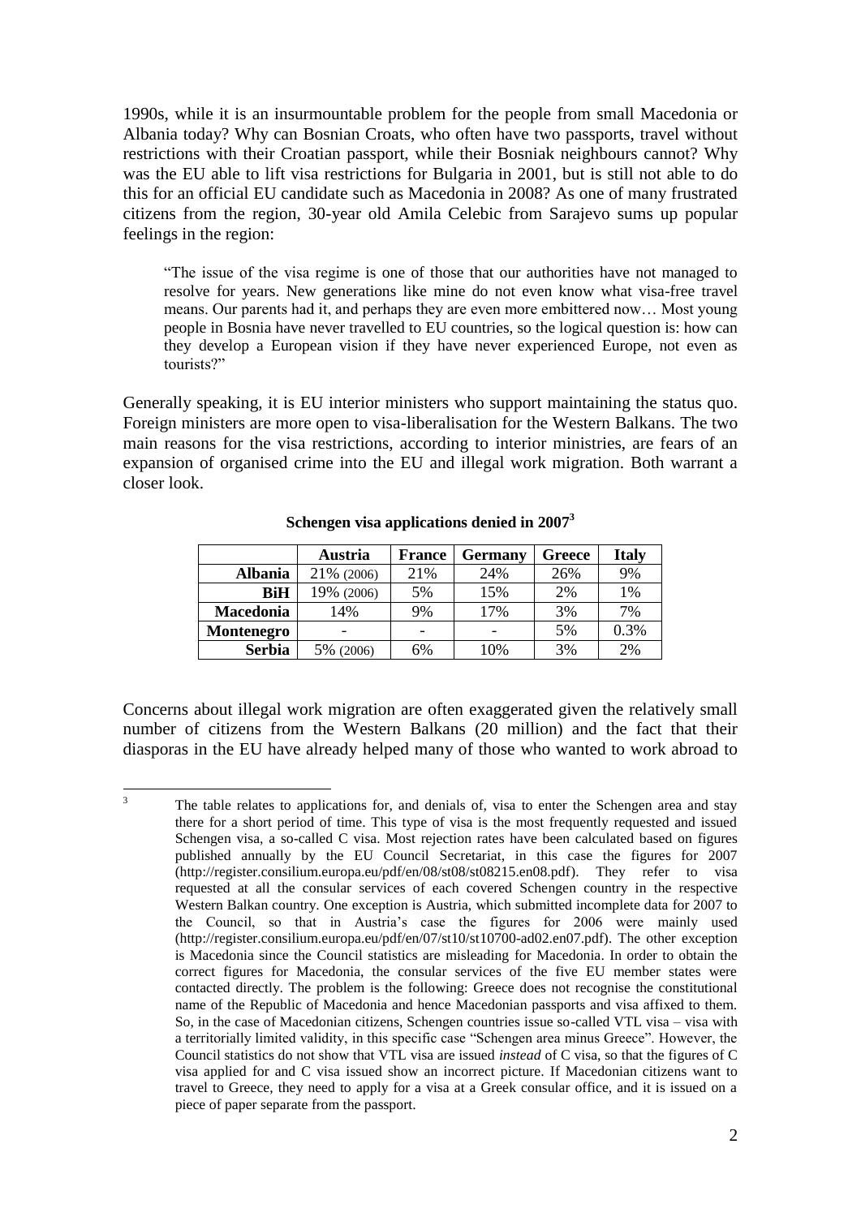1990s, while it is an insurmountable problem for the people from small Macedonia or Albania today? Why can Bosnian Croats, who often have two passports, travel without restrictions with their Croatian passport, while their Bosniak neighbours cannot? Why was the EU able to lift visa restrictions for Bulgaria in 2001, but is still not able to do this for an official EU candidate such as Macedonia in 2008? As one of many frustrated citizens from the region, 30-year old Amila Celebic from Sarajevo sums up popular feelings in the region:

> "The issue of the visa regime is one of those that our authorities have not managed to resolve for years. New generations like mine do not even know what visa-free travel means. Our parents had it, and perhaps they are even more embittered now… Most young people in Bosnia have never travelled to EU countries, so the logical question is: how can they develop a European vision if they have never experienced Europe, not even as tourists?"

Generally speaking, it is EU interior ministers who support maintaining the status quo. Foreign ministers are more open to visa-liberalisation for the Western Balkans. The two main reasons for the visa restrictions, according to interior ministries, are fears of an expansion of organised crime into the EU and illegal work migration. Both warrant a closer look.

**Schengen visa applications denied in 2007[3]**

| | Austria | France | Germany | Greece | Italy |
|---|---|---|---|---|---|
| **Albania** | 21% (2006) | 21% | 24% | 26% | 9% |
| **BiH** | 19% (2006) | 5% | 15% | 2% | 1% |
| **Macedonia** | 14% | 9% | 17% | 3% | 7% |
| **Montenegro** | - | - | - | 5% | 0.3% |
| **Serbia** | 5% (2006) | 6% | 10% | 3% | 2% |

Concerns about illegal work migration are often exaggerated given the relatively small number of citizens from the Western Balkans (20 million) and the fact that their diasporas in the EU have already helped many of those who wanted to work abroad to

---

[3] The table relates to applications for, and denials of, visa to enter the Schengen area and stay there for a short period of time. This type of visa is the most frequently requested and issued Schengen visa, a so-called C visa. Most rejection rates have been calculated based on figures published annually by the EU Council Secretariat, in this case the figures for 2007 (http://register.consilium.europa.eu/pdf/en/08/st08/st08215.en08.pdf). They refer to visa requested at all the consular services of each covered Schengen country in the respective Western Balkan country. One exception is Austria, which submitted incomplete data for 2007 to the Council, so that in Austria's case the figures for 2006 were mainly used (http://register.consilium.europa.eu/pdf/en/07/st10/st10700-ad02.en07.pdf). The other exception is Macedonia since the Council statistics are misleading for Macedonia. In order to obtain the correct figures for Macedonia, the consular services of the five EU member states were contacted directly. The problem is the following: Greece does not recognise the constitutional name of the Republic of Macedonia and hence Macedonian passports and visa affixed to them. So, in the case of Macedonian citizens, Schengen countries issue so-called VTL visa – visa with a territorially limited validity, in this specific case "Schengen area minus Greece". However, the Council statistics do not show that VTL visa are issued *instead* of C visa, so that the figures of C visa applied for and C visa issued show an incorrect picture. If Macedonian citizens want to travel to Greece, they need to apply for a visa at a Greek consular office, and it is issued on a piece of paper separate from the passport.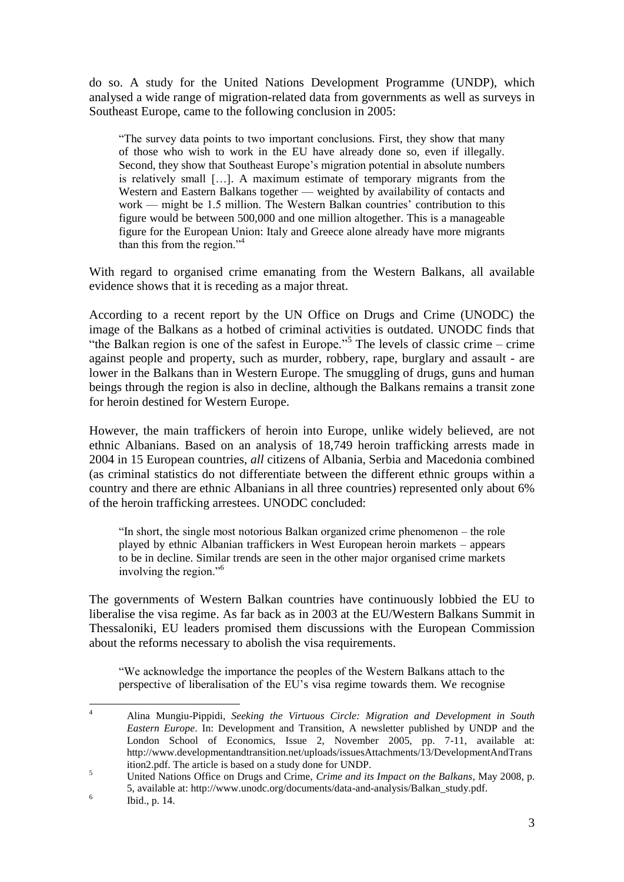do so. A study for the United Nations Development Programme (UNDP), which analysed a wide range of migration-related data from governments as well as surveys in Southeast Europe, came to the following conclusion in 2005:

> "The survey data points to two important conclusions. First, they show that many of those who wish to work in the EU have already done so, even if illegally. Second, they show that Southeast Europe's migration potential in absolute numbers is relatively small […]. A maximum estimate of temporary migrants from the Western and Eastern Balkans together — weighted by availability of contacts and work — might be 1.5 million. The Western Balkan countries' contribution to this figure would be between 500,000 and one million altogether. This is a manageable figure for the European Union: Italy and Greece alone already have more migrants than this from the region."[4]

With regard to organised crime emanating from the Western Balkans, all available evidence shows that it is receding as a major threat.

According to a recent report by the UN Office on Drugs and Crime (UNODC) the image of the Balkans as a hotbed of criminal activities is outdated. UNODC finds that "the Balkan region is one of the safest in Europe."[5] The levels of classic crime – crime against people and property, such as murder, robbery, rape, burglary and assault - are lower in the Balkans than in Western Europe. The smuggling of drugs, guns and human beings through the region is also in decline, although the Balkans remains a transit zone for heroin destined for Western Europe.

However, the main traffickers of heroin into Europe, unlike widely believed, are not ethnic Albanians. Based on an analysis of 18,749 heroin trafficking arrests made in 2004 in 15 European countries, *all* citizens of Albania, Serbia and Macedonia combined (as criminal statistics do not differentiate between the different ethnic groups within a country and there are ethnic Albanians in all three countries) represented only about 6% of the heroin trafficking arrestees. UNODC concluded:

> "In short, the single most notorious Balkan organized crime phenomenon – the role played by ethnic Albanian traffickers in West European heroin markets – appears to be in decline. Similar trends are seen in the other major organised crime markets involving the region."[6]

The governments of Western Balkan countries have continuously lobbied the EU to liberalise the visa regime. As far back as in 2003 at the EU/Western Balkans Summit in Thessaloniki, EU leaders promised them discussions with the European Commission about the reforms necessary to abolish the visa requirements.

> "We acknowledge the importance the peoples of the Western Balkans attach to the perspective of liberalisation of the EU's visa regime towards them. We recognise

---

[4] Alina Mungiu-Pippidi, *Seeking the Virtuous Circle: Migration and Development in South Eastern Europe*. In: Development and Transition, A newsletter published by UNDP and the London School of Economics, Issue 2, November 2005, pp. 7-11, available at: http://www.developmentandtransition.net/uploads/issuesAttachments/13/DevelopmentAndTransition2.pdf. The article is based on a study done for UNDP.

[5] United Nations Office on Drugs and Crime, *Crime and its Impact on the Balkans*, May 2008, p. 5, available at: http://www.unodc.org/documents/data-and-analysis/Balkan_study.pdf.

[6] Ibid., p. 14.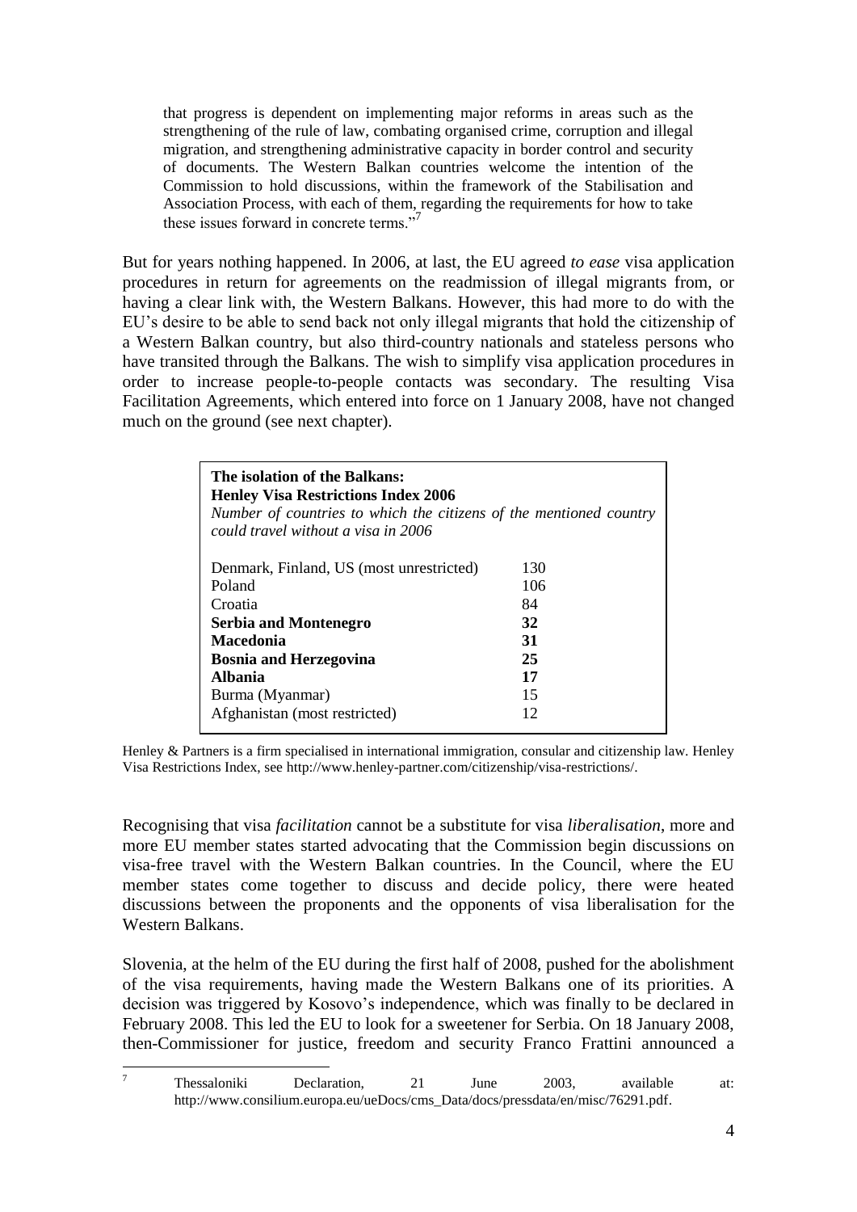> that progress is dependent on implementing major reforms in areas such as the strengthening of the rule of law, combating organised crime, corruption and illegal migration, and strengthening administrative capacity in border control and security of documents. The Western Balkan countries welcome the intention of the Commission to hold discussions, within the framework of the Stabilisation and Association Process, with each of them, regarding the requirements for how to take these issues forward in concrete terms."[7]

But for years nothing happened. In 2006, at last, the EU agreed *to ease* visa application procedures in return for agreements on the readmission of illegal migrants from, or having a clear link with, the Western Balkans. However, this had more to do with the EU's desire to be able to send back not only illegal migrants that hold the citizenship of a Western Balkan country, but also third-country nationals and stateless persons who have transited through the Balkans. The wish to simplify visa application procedures in order to increase people-to-people contacts was secondary. The resulting Visa Facilitation Agreements, which entered into force on 1 January 2008, have not changed much on the ground (see next chapter).

**The isolation of the Balkans:**
**Henley Visa Restrictions Index 2006**
*Number of countries to which the citizens of the mentioned country could travel without a visa in 2006*

| Country | Number |
|---|---|
| Denmark, Finland, US (most unrestricted) | 130 |
| Poland | 106 |
| Croatia | 84 |
| **Serbia and Montenegro** | **32** |
| **Macedonia** | **31** |
| **Bosnia and Herzegovina** | **25** |
| **Albania** | **17** |
| Burma (Myanmar) | 15 |
| Afghanistan (most restricted) | 12 |

Henley & Partners is a firm specialised in international immigration, consular and citizenship law. Henley Visa Restrictions Index, see http://www.henley-partner.com/citizenship/visa-restrictions/.

Recognising that visa *facilitation* cannot be a substitute for visa *liberalisation*, more and more EU member states started advocating that the Commission begin discussions on visa-free travel with the Western Balkan countries. In the Council, where the EU member states come together to discuss and decide policy, there were heated discussions between the proponents and the opponents of visa liberalisation for the Western Balkans.

Slovenia, at the helm of the EU during the first half of 2008, pushed for the abolishment of the visa requirements, having made the Western Balkans one of its priorities. A decision was triggered by Kosovo's independence, which was finally to be declared in February 2008. This led the EU to look for a sweetener for Serbia. On 18 January 2008, then-Commissioner for justice, freedom and security Franco Frattini announced a

[7] Thessaloniki Declaration, 21 June 2003, available at: http://www.consilium.europa.eu/ueDocs/cms_Data/docs/pressdata/en/misc/76291.pdf.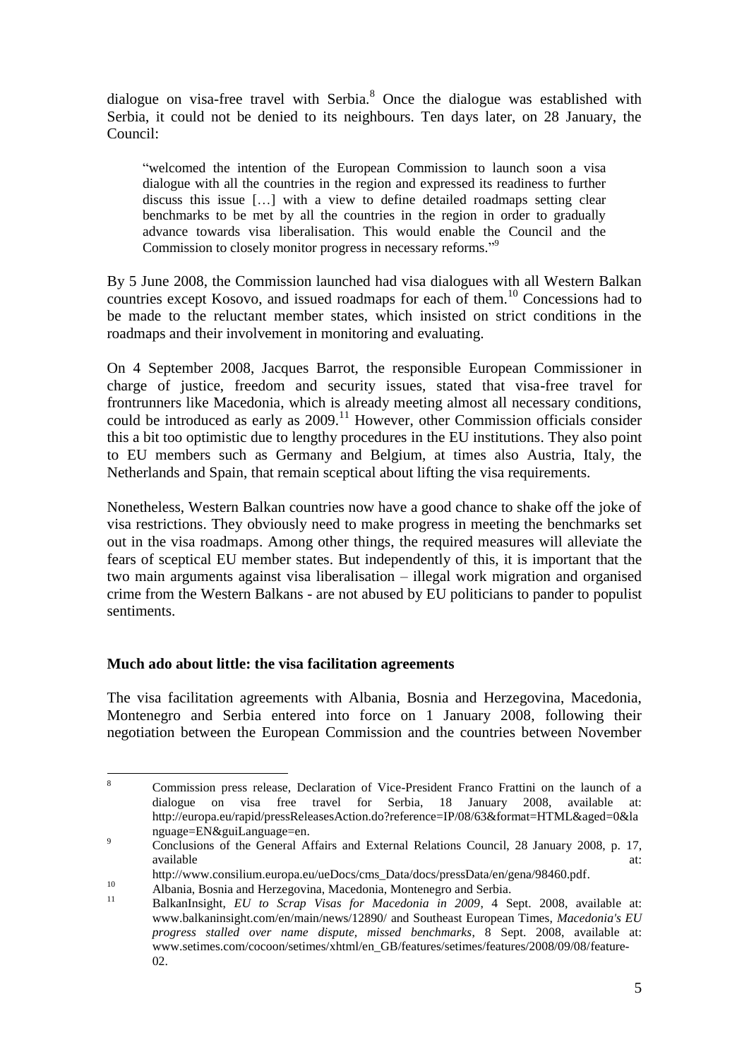dialogue on visa-free travel with Serbia.[8] Once the dialogue was established with Serbia, it could not be denied to its neighbours. Ten days later, on 28 January, the Council:

> "welcomed the intention of the European Commission to launch soon a visa dialogue with all the countries in the region and expressed its readiness to further discuss this issue […] with a view to define detailed roadmaps setting clear benchmarks to be met by all the countries in the region in order to gradually advance towards visa liberalisation. This would enable the Council and the Commission to closely monitor progress in necessary reforms."[9]

By 5 June 2008, the Commission launched had visa dialogues with all Western Balkan countries except Kosovo, and issued roadmaps for each of them.[10] Concessions had to be made to the reluctant member states, which insisted on strict conditions in the roadmaps and their involvement in monitoring and evaluating.

On 4 September 2008, Jacques Barrot, the responsible European Commissioner in charge of justice, freedom and security issues, stated that visa-free travel for frontrunners like Macedonia, which is already meeting almost all necessary conditions, could be introduced as early as 2009.[11] However, other Commission officials consider this a bit too optimistic due to lengthy procedures in the EU institutions. They also point to EU members such as Germany and Belgium, at times also Austria, Italy, the Netherlands and Spain, that remain sceptical about lifting the visa requirements.

Nonetheless, Western Balkan countries now have a good chance to shake off the joke of visa restrictions. They obviously need to make progress in meeting the benchmarks set out in the visa roadmaps. Among other things, the required measures will alleviate the fears of sceptical EU member states. But independently of this, it is important that the two main arguments against visa liberalisation – illegal work migration and organised crime from the Western Balkans - are not abused by EU politicians to pander to populist sentiments.

### Much ado about little: the visa facilitation agreements

The visa facilitation agreements with Albania, Bosnia and Herzegovina, Macedonia, Montenegro and Serbia entered into force on 1 January 2008, following their negotiation between the European Commission and the countries between November

---

[8] Commission press release, Declaration of Vice-President Franco Frattini on the launch of a dialogue on visa free travel for Serbia, 18 January 2008, available at: http://europa.eu/rapid/pressReleasesAction.do?reference=IP/08/63&format=HTML&aged=0&language=EN&guiLanguage=en.

[9] Conclusions of the General Affairs and External Relations Council, 28 January 2008, p. 17, available at: http://www.consilium.europa.eu/ueDocs/cms_Data/docs/pressData/en/gena/98460.pdf.

[10] Albania, Bosnia and Herzegovina, Macedonia, Montenegro and Serbia.

[11] BalkanInsight, *EU to Scrap Visas for Macedonia in 2009*, 4 Sept. 2008, available at: www.balkaninsight.com/en/main/news/12890/ and Southeast European Times, *Macedonia's EU progress stalled over name dispute, missed benchmarks*, 8 Sept. 2008, available at: www.setimes.com/cocoon/setimes/xhtml/en_GB/features/setimes/features/2008/09/08/feature-02.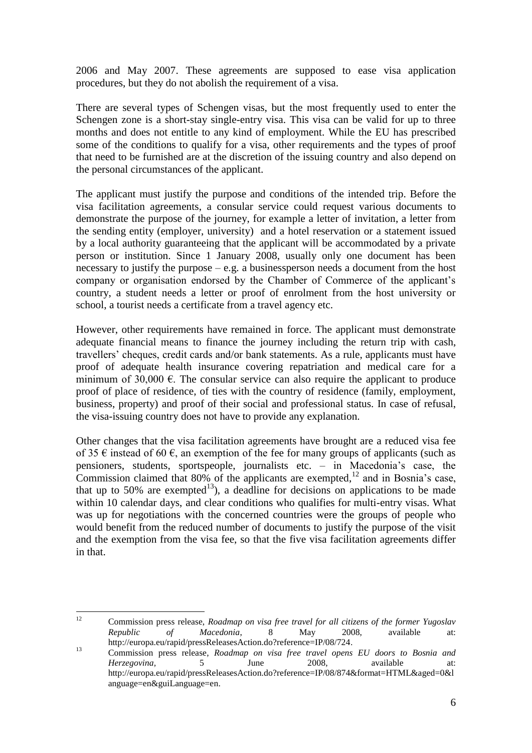2006 and May 2007. These agreements are supposed to ease visa application procedures, but they do not abolish the requirement of a visa.

There are several types of Schengen visas, but the most frequently used to enter the Schengen zone is a short-stay single-entry visa. This visa can be valid for up to three months and does not entitle to any kind of employment. While the EU has prescribed some of the conditions to qualify for a visa, other requirements and the types of proof that need to be furnished are at the discretion of the issuing country and also depend on the personal circumstances of the applicant.

The applicant must justify the purpose and conditions of the intended trip. Before the visa facilitation agreements, a consular service could request various documents to demonstrate the purpose of the journey, for example a letter of invitation, a letter from the sending entity (employer, university) and a hotel reservation or a statement issued by a local authority guaranteeing that the applicant will be accommodated by a private person or institution. Since 1 January 2008, usually only one document has been necessary to justify the purpose – e.g. a businessperson needs a document from the host company or organisation endorsed by the Chamber of Commerce of the applicant's country, a student needs a letter or proof of enrolment from the host university or school, a tourist needs a certificate from a travel agency etc.

However, other requirements have remained in force. The applicant must demonstrate adequate financial means to finance the journey including the return trip with cash, travellers' cheques, credit cards and/or bank statements. As a rule, applicants must have proof of adequate health insurance covering repatriation and medical care for a minimum of 30,000 €. The consular service can also require the applicant to produce proof of place of residence, of ties with the country of residence (family, employment, business, property) and proof of their social and professional status. In case of refusal, the visa-issuing country does not have to provide any explanation.

Other changes that the visa facilitation agreements have brought are a reduced visa fee of 35 € instead of 60 €, an exemption of the fee for many groups of applicants (such as pensioners, students, sportspeople, journalists etc. – in Macedonia's case, the Commission claimed that 80% of the applicants are exempted,[12] and in Bosnia's case, that up to 50% are exempted[13]), a deadline for decisions on applications to be made within 10 calendar days, and clear conditions who qualifies for multi-entry visas. What was up for negotiations with the concerned countries were the groups of people who would benefit from the reduced number of documents to justify the purpose of the visit and the exemption from the visa fee, so that the five visa facilitation agreements differ in that.

---

[12] Commission press release, *Roadmap on visa free travel for all citizens of the former Yugoslav Republic of Macedonia*, 8 May 2008, available at: http://europa.eu/rapid/pressReleasesAction.do?reference=IP/08/724.

[13] Commission press release, *Roadmap on visa free travel opens EU doors to Bosnia and Herzegovina*, 5 June 2008, available at: http://europa.eu/rapid/pressReleasesAction.do?reference=IP/08/874&format=HTML&aged=0&language=en&guiLanguage=en.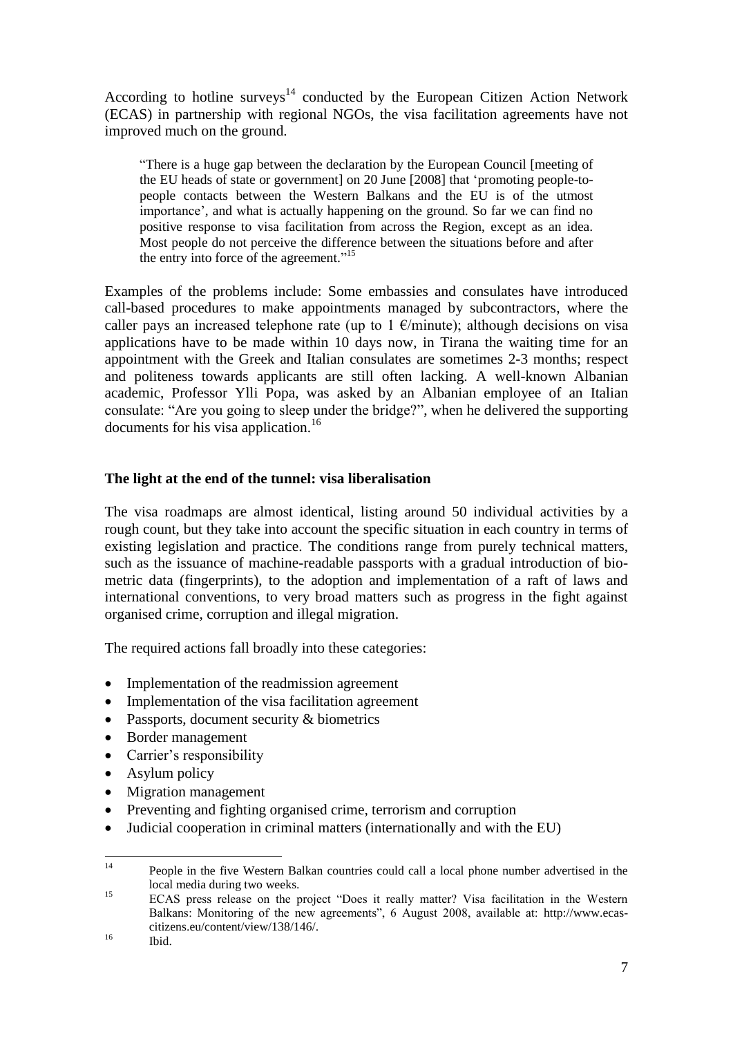According to hotline surveys[14] conducted by the European Citizen Action Network (ECAS) in partnership with regional NGOs, the visa facilitation agreements have not improved much on the ground.

> "There is a huge gap between the declaration by the European Council [meeting of the EU heads of state or government] on 20 June [2008] that 'promoting people-to-people contacts between the Western Balkans and the EU is of the utmost importance', and what is actually happening on the ground. So far we can find no positive response to visa facilitation from across the Region, except as an idea. Most people do not perceive the difference between the situations before and after the entry into force of the agreement."[15]

Examples of the problems include: Some embassies and consulates have introduced call-based procedures to make appointments managed by subcontractors, where the caller pays an increased telephone rate (up to 1 €/minute); although decisions on visa applications have to be made within 10 days now, in Tirana the waiting time for an appointment with the Greek and Italian consulates are sometimes 2-3 months; respect and politeness towards applicants are still often lacking. A well-known Albanian academic, Professor Ylli Popa, was asked by an Albanian employee of an Italian consulate: "Are you going to sleep under the bridge?", when he delivered the supporting documents for his visa application.[16]

**The light at the end of the tunnel: visa liberalisation**

The visa roadmaps are almost identical, listing around 50 individual activities by a rough count, but they take into account the specific situation in each country in terms of existing legislation and practice. The conditions range from purely technical matters, such as the issuance of machine-readable passports with a gradual introduction of bio-metric data (fingerprints), to the adoption and implementation of a raft of laws and international conventions, to very broad matters such as progress in the fight against organised crime, corruption and illegal migration.

The required actions fall broadly into these categories:

- Implementation of the readmission agreement
- Implementation of the visa facilitation agreement
- Passports, document security & biometrics
- Border management
- Carrier's responsibility
- Asylum policy
- Migration management
- Preventing and fighting organised crime, terrorism and corruption
- Judicial cooperation in criminal matters (internationally and with the EU)

---

[14] People in the five Western Balkan countries could call a local phone number advertised in the local media during two weeks.

[15] ECAS press release on the project "Does it really matter? Visa facilitation in the Western Balkans: Monitoring of the new agreements", 6 August 2008, available at: http://www.ecas-citizens.eu/content/view/138/146/.

[16] Ibid.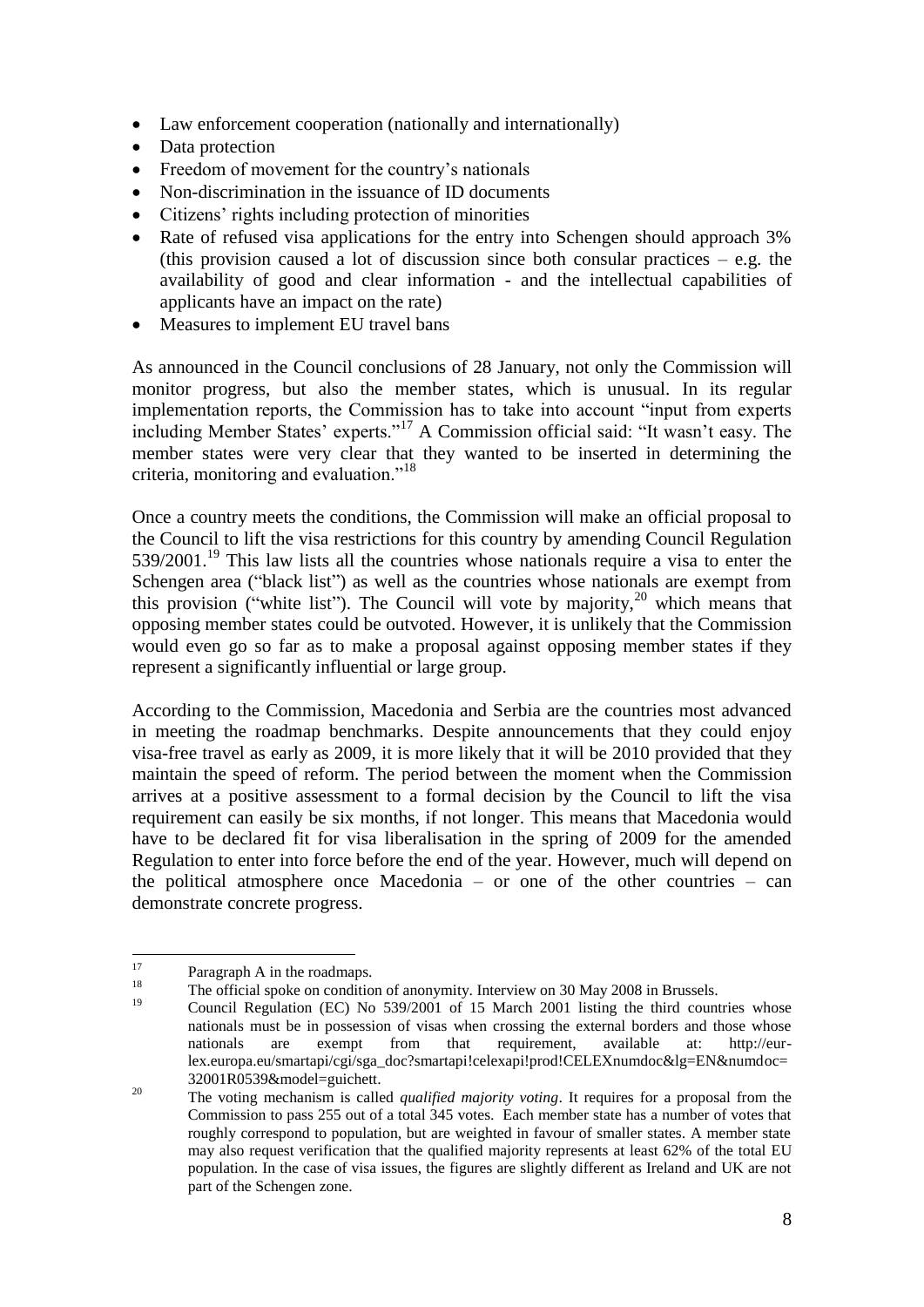- Law enforcement cooperation (nationally and internationally)
- Data protection
- Freedom of movement for the country's nationals
- Non-discrimination in the issuance of ID documents
- Citizens' rights including protection of minorities
- Rate of refused visa applications for the entry into Schengen should approach 3% (this provision caused a lot of discussion since both consular practices – e.g. the availability of good and clear information - and the intellectual capabilities of applicants have an impact on the rate)
- Measures to implement EU travel bans

As announced in the Council conclusions of 28 January, not only the Commission will monitor progress, but also the member states, which is unusual. In its regular implementation reports, the Commission has to take into account "input from experts including Member States' experts."[17] A Commission official said: "It wasn't easy. The member states were very clear that they wanted to be inserted in determining the criteria, monitoring and evaluation."[18]

Once a country meets the conditions, the Commission will make an official proposal to the Council to lift the visa restrictions for this country by amending Council Regulation 539/2001.[19] This law lists all the countries whose nationals require a visa to enter the Schengen area ("black list") as well as the countries whose nationals are exempt from this provision ("white list"). The Council will vote by majority,[20] which means that opposing member states could be outvoted. However, it is unlikely that the Commission would even go so far as to make a proposal against opposing member states if they represent a significantly influential or large group.

According to the Commission, Macedonia and Serbia are the countries most advanced in meeting the roadmap benchmarks. Despite announcements that they could enjoy visa-free travel as early as 2009, it is more likely that it will be 2010 provided that they maintain the speed of reform. The period between the moment when the Commission arrives at a positive assessment to a formal decision by the Council to lift the visa requirement can easily be six months, if not longer. This means that Macedonia would have to be declared fit for visa liberalisation in the spring of 2009 for the amended Regulation to enter into force before the end of the year. However, much will depend on the political atmosphere once Macedonia – or one of the other countries – can demonstrate concrete progress.

---

[17] Paragraph A in the roadmaps.

[18] The official spoke on condition of anonymity. Interview on 30 May 2008 in Brussels.

[19] Council Regulation (EC) No 539/2001 of 15 March 2001 listing the third countries whose nationals must be in possession of visas when crossing the external borders and those whose nationals are exempt from that requirement, available at: http://eur-lex.europa.eu/smartapi/cgi/sga_doc?smartapi!celexapi!prod!CELEXnumdoc&lg=EN&numdoc=32001R0539&model=guichett.

[20] The voting mechanism is called *qualified majority voting*. It requires for a proposal from the Commission to pass 255 out of a total 345 votes. Each member state has a number of votes that roughly correspond to population, but are weighted in favour of smaller states. A member state may also request verification that the qualified majority represents at least 62% of the total EU population. In the case of visa issues, the figures are slightly different as Ireland and UK are not part of the Schengen zone.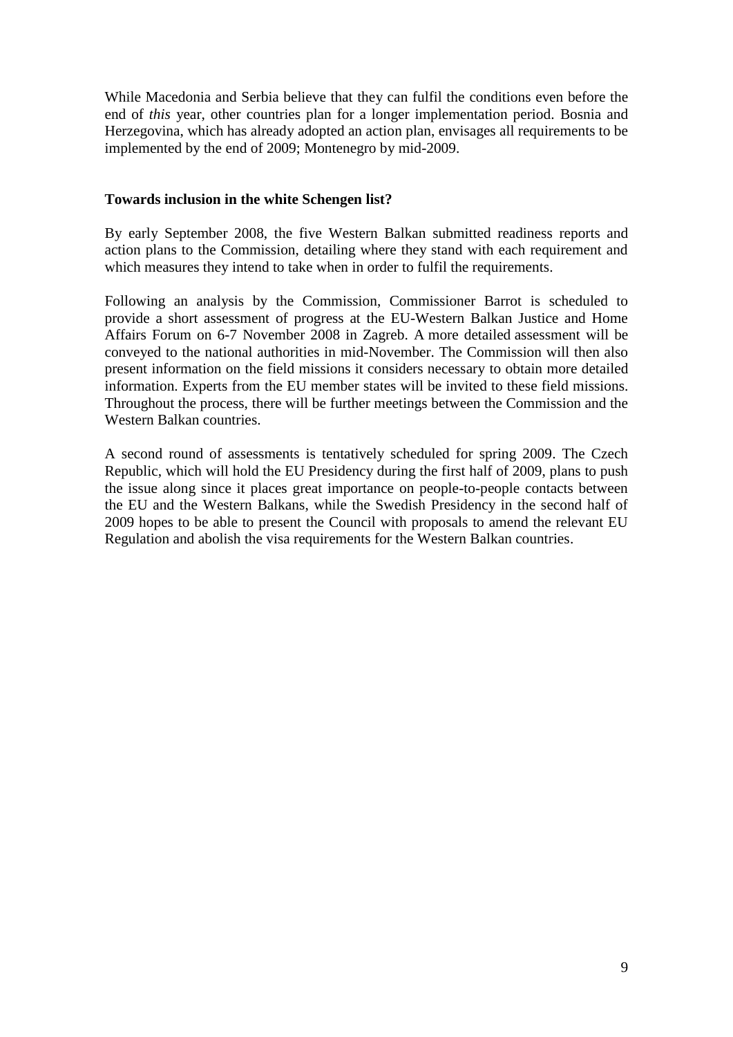While Macedonia and Serbia believe that they can fulfil the conditions even before the end of *this* year, other countries plan for a longer implementation period. Bosnia and Herzegovina, which has already adopted an action plan, envisages all requirements to be implemented by the end of 2009; Montenegro by mid-2009.

**Towards inclusion in the white Schengen list?**

By early September 2008, the five Western Balkan submitted readiness reports and action plans to the Commission, detailing where they stand with each requirement and which measures they intend to take when in order to fulfil the requirements.

Following an analysis by the Commission, Commissioner Barrot is scheduled to provide a short assessment of progress at the EU-Western Balkan Justice and Home Affairs Forum on 6-7 November 2008 in Zagreb. A more detailed assessment will be conveyed to the national authorities in mid-November. The Commission will then also present information on the field missions it considers necessary to obtain more detailed information. Experts from the EU member states will be invited to these field missions. Throughout the process, there will be further meetings between the Commission and the Western Balkan countries.

A second round of assessments is tentatively scheduled for spring 2009. The Czech Republic, which will hold the EU Presidency during the first half of 2009, plans to push the issue along since it places great importance on people-to-people contacts between the EU and the Western Balkans, while the Swedish Presidency in the second half of 2009 hopes to be able to present the Council with proposals to amend the relevant EU Regulation and abolish the visa requirements for the Western Balkan countries.